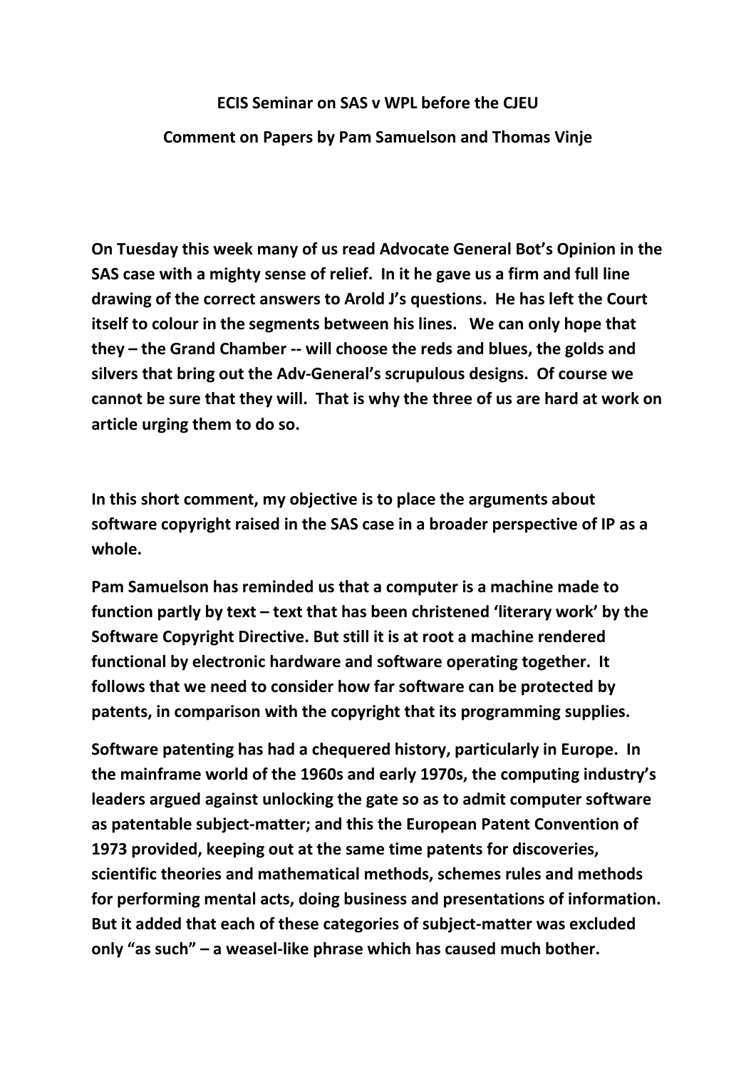**ECIS Seminar on SAS v WPL before the CJEU**

**Comment on Papers by Pam Samuelson and Thomas Vinje**

**On Tuesday this week many of us read Advocate General Bot's Opinion in the SAS case with a mighty sense of relief. In it he gave us a firm and full line drawing of the correct answers to Arold J's questions. He has left the Court itself to colour in the segments between his lines. We can only hope that they – the Grand Chamber -- will choose the reds and blues, the golds and silvers that bring out the Adv-General's scrupulous designs. Of course we cannot be sure that they will. That is why the three of us are hard at work on article urging them to do so.**

**In this short comment, my objective is to place the arguments about software copyright raised in the SAS case in a broader perspective of IP as a whole.**

**Pam Samuelson has reminded us that a computer is a machine made to function partly by text – text that has been christened 'literary work' by the Software Copyright Directive. But still it is at root a machine rendered functional by electronic hardware and software operating together. It follows that we need to consider how far software can be protected by patents, in comparison with the copyright that its programming supplies.**

**Software patenting has had a chequered history, particularly in Europe. In the mainframe world of the 1960s and early 1970s, the computing industry's leaders argued against unlocking the gate so as to admit computer software as patentable subject-matter; and this the European Patent Convention of 1973 provided, keeping out at the same time patents for discoveries, scientific theories and mathematical methods, schemes rules and methods for performing mental acts, doing business and presentations of information. But it added that each of these categories of subject-matter was excluded only "as such" – a weasel-like phrase which has caused much bother.**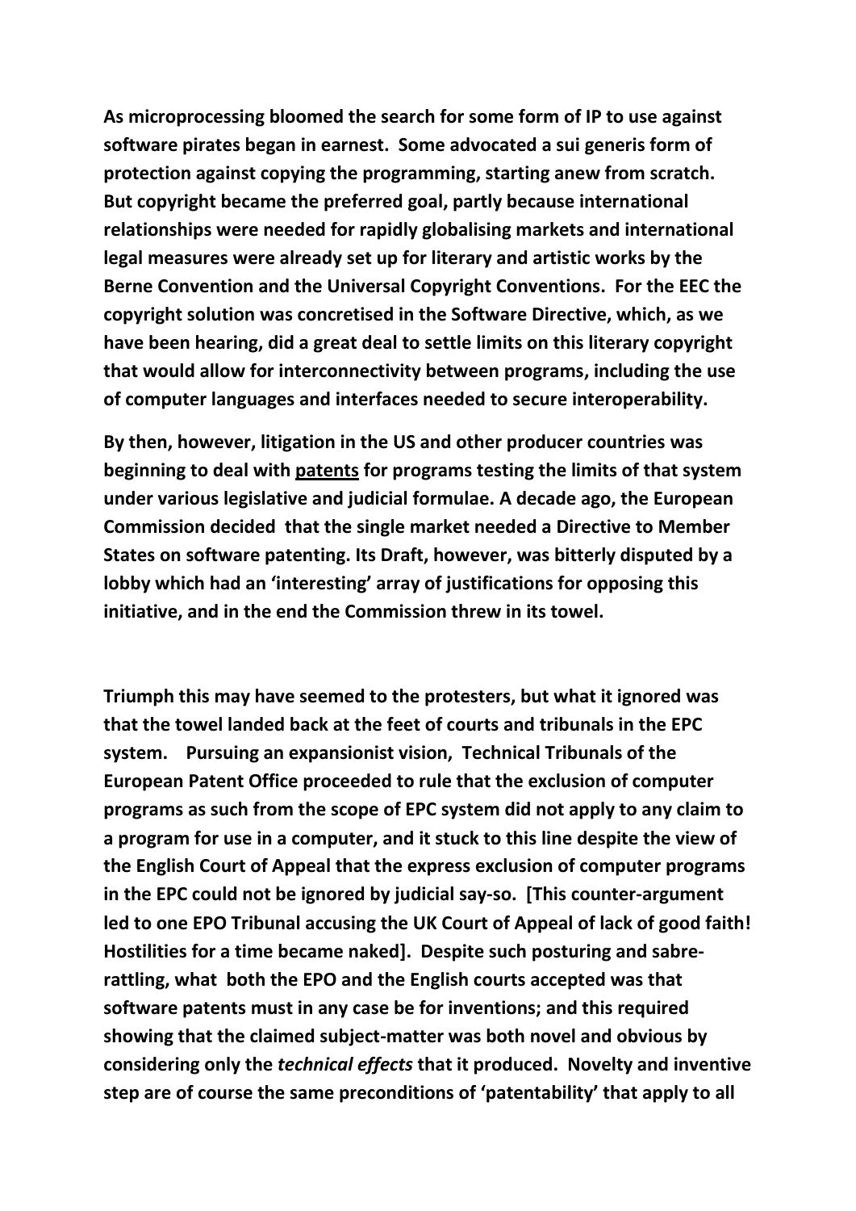**As microprocessing bloomed the search for some form of IP to use against software pirates began in earnest. Some advocated a sui generis form of protection against copying the programming, starting anew from scratch. But copyright became the preferred goal, partly because international relationships were needed for rapidly globalising markets and international legal measures were already set up for literary and artistic works by the Berne Convention and the Universal Copyright Conventions. For the EEC the copyright solution was concretised in the Software Directive, which, as we have been hearing, did a great deal to settle limits on this literary copyright that would allow for interconnectivity between programs, including the use of computer languages and interfaces needed to secure interoperability.**

**By then, however, litigation in the US and other producer countries was beginning to deal with <u>patents</u> for programs testing the limits of that system under various legislative and judicial formulae. A decade ago, the European Commission decided that the single market needed a Directive to Member States on software patenting. Its Draft, however, was bitterly disputed by a lobby which had an 'interesting' array of justifications for opposing this initiative, and in the end the Commission threw in its towel.**

**Triumph this may have seemed to the protesters, but what it ignored was that the towel landed back at the feet of courts and tribunals in the EPC system. Pursuing an expansionist vision, Technical Tribunals of the European Patent Office proceeded to rule that the exclusion of computer programs as such from the scope of EPC system did not apply to any claim to a program for use in a computer, and it stuck to this line despite the view of the English Court of Appeal that the express exclusion of computer programs in the EPC could not be ignored by judicial say-so. [This counter-argument led to one EPO Tribunal accusing the UK Court of Appeal of lack of good faith! Hostilities for a time became naked]. Despite such posturing and sabre-rattling, what both the EPO and the English courts accepted was that software patents must in any case be for inventions; and this required showing that the claimed subject-matter was both novel and obvious by considering only the *technical effects* that it produced. Novelty and inventive step are of course the same preconditions of 'patentability' that apply to all**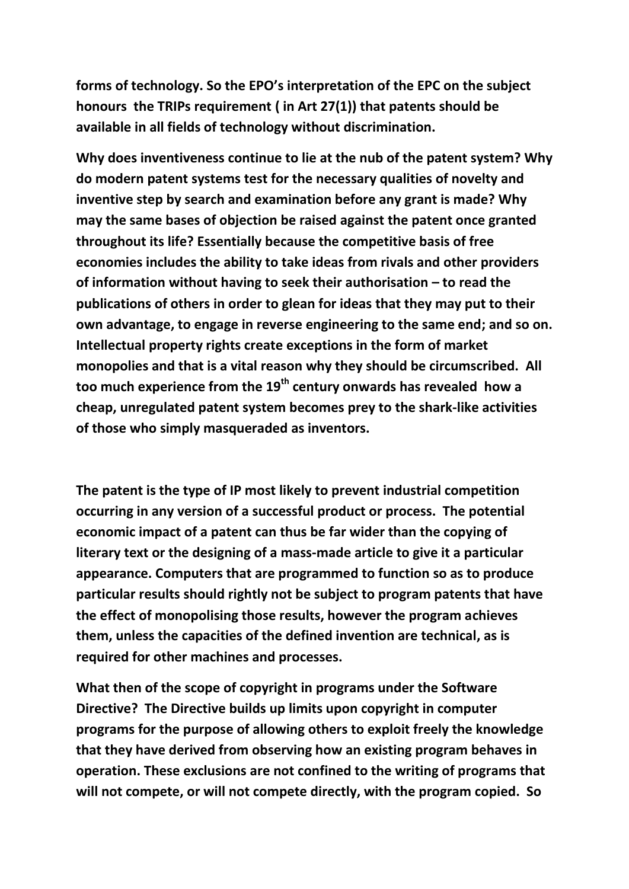**forms of technology. So the EPO's interpretation of the EPC on the subject honours the TRIPs requirement ( in Art 27(1)) that patents should be available in all fields of technology without discrimination.**

**Why does inventiveness continue to lie at the nub of the patent system? Why do modern patent systems test for the necessary qualities of novelty and inventive step by search and examination before any grant is made? Why may the same bases of objection be raised against the patent once granted throughout its life? Essentially because the competitive basis of free economies includes the ability to take ideas from rivals and other providers of information without having to seek their authorisation – to read the publications of others in order to glean for ideas that they may put to their own advantage, to engage in reverse engineering to the same end; and so on. Intellectual property rights create exceptions in the form of market monopolies and that is a vital reason why they should be circumscribed. All too much experience from the 19th century onwards has revealed how a cheap, unregulated patent system becomes prey to the shark-like activities of those who simply masqueraded as inventors.**

**The patent is the type of IP most likely to prevent industrial competition occurring in any version of a successful product or process. The potential economic impact of a patent can thus be far wider than the copying of literary text or the designing of a mass-made article to give it a particular appearance. Computers that are programmed to function so as to produce particular results should rightly not be subject to program patents that have the effect of monopolising those results, however the program achieves them, unless the capacities of the defined invention are technical, as is required for other machines and processes.**

**What then of the scope of copyright in programs under the Software Directive? The Directive builds up limits upon copyright in computer programs for the purpose of allowing others to exploit freely the knowledge that they have derived from observing how an existing program behaves in operation. These exclusions are not confined to the writing of programs that will not compete, or will not compete directly, with the program copied. So**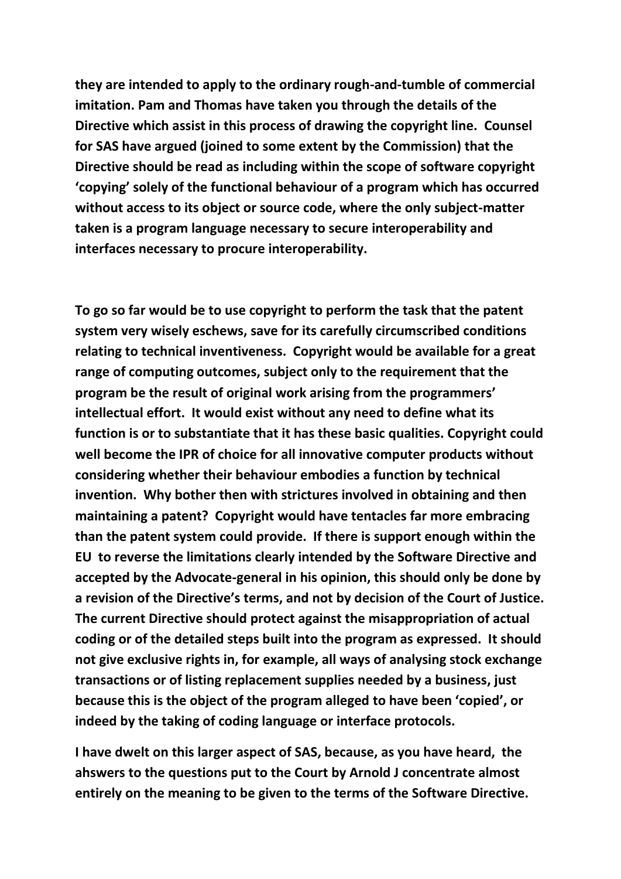**they are intended to apply to the ordinary rough-and-tumble of commercial imitation. Pam and Thomas have taken you through the details of the Directive which assist in this process of drawing the copyright line. Counsel for SAS have argued (joined to some extent by the Commission) that the Directive should be read as including within the scope of software copyright 'copying' solely of the functional behaviour of a program which has occurred without access to its object or source code, where the only subject-matter taken is a program language necessary to secure interoperability and interfaces necessary to procure interoperability.**

**To go so far would be to use copyright to perform the task that the patent system very wisely eschews, save for its carefully circumscribed conditions relating to technical inventiveness. Copyright would be available for a great range of computing outcomes, subject only to the requirement that the program be the result of original work arising from the programmers' intellectual effort. It would exist without any need to define what its function is or to substantiate that it has these basic qualities. Copyright could well become the IPR of choice for all innovative computer products without considering whether their behaviour embodies a function by technical invention. Why bother then with strictures involved in obtaining and then maintaining a patent? Copyright would have tentacles far more embracing than the patent system could provide. If there is support enough within the EU to reverse the limitations clearly intended by the Software Directive and accepted by the Advocate-general in his opinion, this should only be done by a revision of the Directive's terms, and not by decision of the Court of Justice. The current Directive should protect against the misappropriation of actual coding or of the detailed steps built into the program as expressed. It should not give exclusive rights in, for example, all ways of analysing stock exchange transactions or of listing replacement supplies needed by a business, just because this is the object of the program alleged to have been 'copied', or indeed by the taking of coding language or interface protocols.**

**I have dwelt on this larger aspect of SAS, because, as you have heard, the ahswers to the questions put to the Court by Arnold J concentrate almost entirely on the meaning to be given to the terms of the Software Directive.**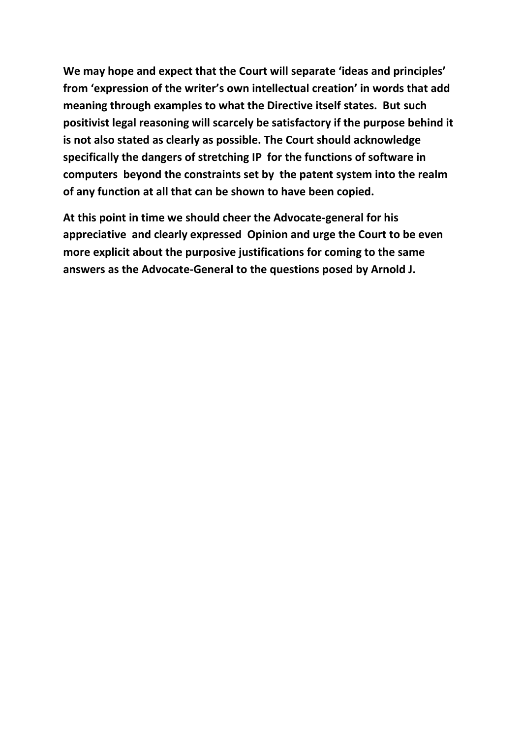**We may hope and expect that the Court will separate 'ideas and principles' from 'expression of the writer's own intellectual creation' in words that add meaning through examples to what the Directive itself states. But such positivist legal reasoning will scarcely be satisfactory if the purpose behind it is not also stated as clearly as possible. The Court should acknowledge specifically the dangers of stretching IP for the functions of software in computers beyond the constraints set by the patent system into the realm of any function at all that can be shown to have been copied.**

**At this point in time we should cheer the Advocate-general for his appreciative and clearly expressed Opinion and urge the Court to be even more explicit about the purposive justifications for coming to the same answers as the Advocate-General to the questions posed by Arnold J.**